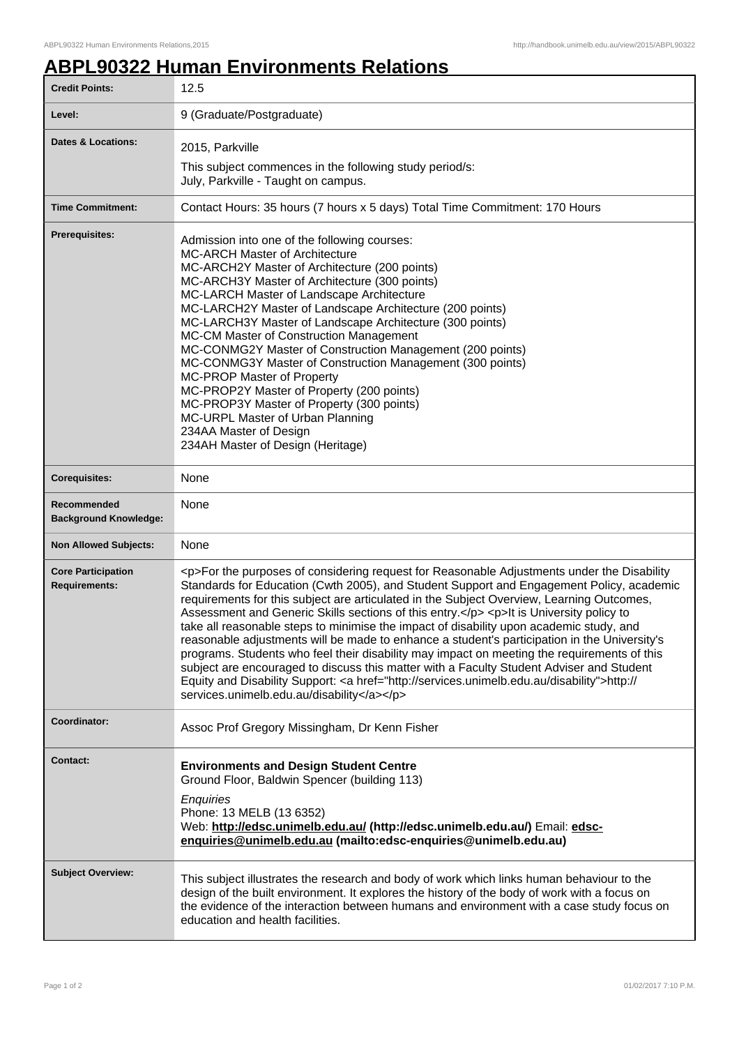# ABPL90322 Human Environments Relations

| | |
|---|---|
| **Credit Points:** | 12.5 |
| **Level:** | 9 (Graduate/Postgraduate) |
| **Dates & Locations:** | 2015, Parkville<br>This subject commences in the following study period/s:<br>July, Parkville - Taught on campus. |
| **Time Commitment:** | Contact Hours: 35 hours (7 hours x 5 days) Total Time Commitment: 170 Hours |
| **Prerequisites:** | Admission into one of the following courses:<br>MC-ARCH Master of Architecture<br>MC-ARCH2Y Master of Architecture (200 points)<br>MC-ARCH3Y Master of Architecture (300 points)<br>MC-LARCH Master of Landscape Architecture<br>MC-LARCH2Y Master of Landscape Architecture (200 points)<br>MC-LARCH3Y Master of Landscape Architecture (300 points)<br>MC-CM Master of Construction Management<br>MC-CONMG2Y Master of Construction Management (200 points)<br>MC-CONMG3Y Master of Construction Management (300 points)<br>MC-PROP Master of Property<br>MC-PROP2Y Master of Property (200 points)<br>MC-PROP3Y Master of Property (300 points)<br>MC-URPL Master of Urban Planning<br>234AA Master of Design<br>234AH Master of Design (Heritage) |
| **Corequisites:** | None |
| **Recommended Background Knowledge:** | None |
| **Non Allowed Subjects:** | None |
| **Core Participation Requirements:** | &lt;p&gt;For the purposes of considering request for Reasonable Adjustments under the Disability Standards for Education (Cwth 2005), and Student Support and Engagement Policy, academic requirements for this subject are articulated in the Subject Overview, Learning Outcomes, Assessment and Generic Skills sections of this entry.&lt;/p&gt; &lt;p&gt;It is University policy to take all reasonable steps to minimise the impact of disability upon academic study, and reasonable adjustments will be made to enhance a student's participation in the University's programs. Students who feel their disability may impact on meeting the requirements of this subject are encouraged to discuss this matter with a Faculty Student Adviser and Student Equity and Disability Support: &lt;a href="http://services.unimelb.edu.au/disability"&gt;http://services.unimelb.edu.au/disability&lt;/a&gt;&lt;/p&gt; |
| **Coordinator:** | Assoc Prof Gregory Missingham, Dr Kenn Fisher |
| **Contact:** | **Environments and Design Student Centre**<br>Ground Floor, Baldwin Spencer (building 113)<br>*Enquiries*<br>Phone: 13 MELB (13 6352)<br>Web: **http://edsc.unimelb.edu.au/ (http://edsc.unimelb.edu.au/)** Email: **edsc-enquiries@unimelb.edu.au (mailto:edsc-enquiries@unimelb.edu.au)** |
| **Subject Overview:** | This subject illustrates the research and body of work which links human behaviour to the design of the built environment. It explores the history of the body of work with a focus on the evidence of the interaction between humans and environment with a case study focus on education and health facilities. |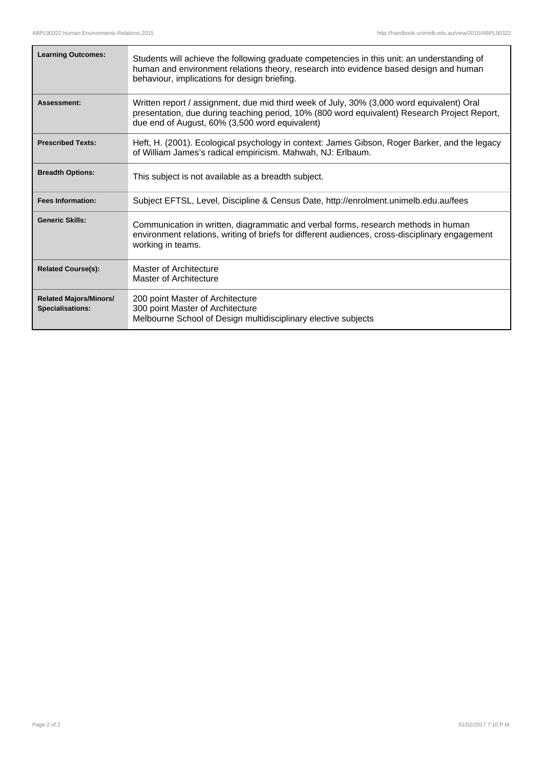| | |
|---|---|
| **Learning Outcomes:** | Students will achieve the following graduate competencies in this unit: an understanding of human and environment relations theory, research into evidence based design and human behaviour, implications for design briefing. |
| **Assessment:** | Written report / assignment, due mid third week of July, 30% (3,000 word equivalent) Oral presentation, due during teaching period, 10% (800 word equivalent) Research Project Report, due end of August, 60% (3,500 word equivalent) |
| **Prescribed Texts:** | Heft, H. (2001). Ecological psychology in context: James Gibson, Roger Barker, and the legacy of William James's radical empiricism. Mahwah, NJ: Erlbaum. |
| **Breadth Options:** | This subject is not available as a breadth subject. |
| **Fees Information:** | Subject EFTSL, Level, Discipline & Census Date, http://enrolment.unimelb.edu.au/fees |
| **Generic Skills:** | Communication in written, diagrammatic and verbal forms, research methods in human environment relations, writing of briefs for different audiences, cross-disciplinary engagement working in teams. |
| **Related Course(s):** | Master of Architecture<br>Master of Architecture |
| **Related Majors/Minors/ Specialisations:** | 200 point Master of Architecture<br>300 point Master of Architecture<br>Melbourne School of Design multidisciplinary elective subjects |